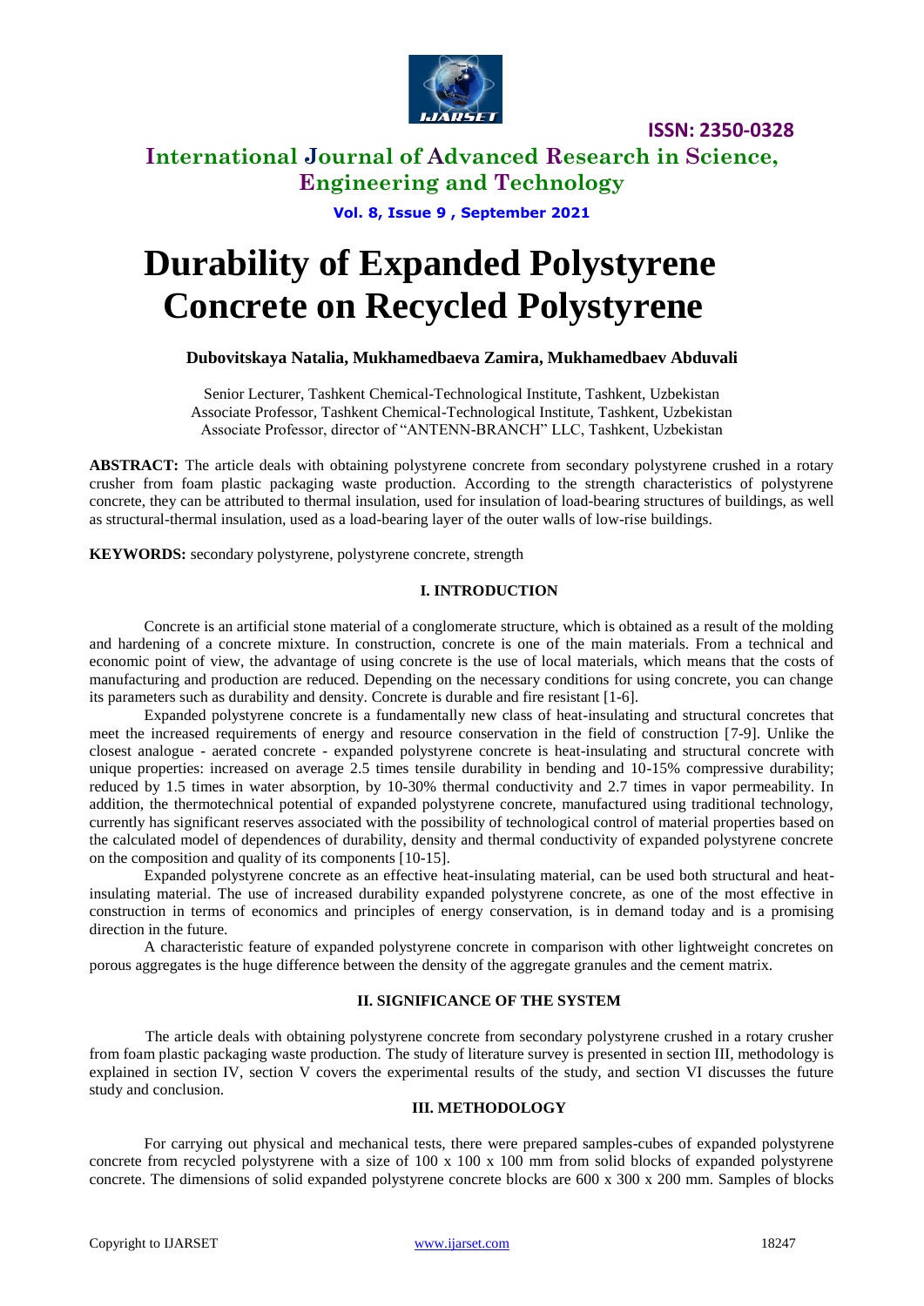# Durability of Expanded Polystyrene Concrete on Recycled Polystyrene

**Dubovitskaya Natalia, Mukhamedbaeva Zamira, Mukhamedbaev Abduvali**

Senior Lecturer, Tashkent Chemical-Technological Institute, Tashkent, Uzbekistan
Associate Professor, Tashkent Chemical-Technological Institute, Tashkent, Uzbekistan
Associate Professor, director of "ANTENN-BRANCH" LLC, Tashkent, Uzbekistan

**ABSTRACT:** The article deals with obtaining polystyrene concrete from secondary polystyrene crushed in a rotary crusher from foam plastic packaging waste production. According to the strength characteristics of polystyrene concrete, they can be attributed to thermal insulation, used for insulation of load-bearing structures of buildings, as well as structural-thermal insulation, used as a load-bearing layer of the outer walls of low-rise buildings.

**KEYWORDS:** secondary polystyrene, polystyrene concrete, strength

## I. INTRODUCTION

Concrete is an artificial stone material of a conglomerate structure, which is obtained as a result of the molding and hardening of a concrete mixture. In construction, concrete is one of the main materials. From a technical and economic point of view, the advantage of using concrete is the use of local materials, which means that the costs of manufacturing and production are reduced. Depending on the necessary conditions for using concrete, you can change its parameters such as durability and density. Concrete is durable and fire resistant [1-6].

Expanded polystyrene concrete is a fundamentally new class of heat-insulating and structural concretes that meet the increased requirements of energy and resource conservation in the field of construction [7-9]. Unlike the closest analogue - aerated concrete - expanded polystyrene concrete is heat-insulating and structural concrete with unique properties: increased on average 2.5 times tensile durability in bending and 10-15% compressive durability; reduced by 1.5 times in water absorption, by 10-30% thermal conductivity and 2.7 times in vapor permeability. In addition, the thermotechnical potential of expanded polystyrene concrete, manufactured using traditional technology, currently has significant reserves associated with the possibility of technological control of material properties based on the calculated model of dependences of durability, density and thermal conductivity of expanded polystyrene concrete on the composition and quality of its components [10-15].

Expanded polystyrene concrete as an effective heat-insulating material, can be used both structural and heat-insulating material. The use of increased durability expanded polystyrene concrete, as one of the most effective in construction in terms of economics and principles of energy conservation, is in demand today and is a promising direction in the future.

A characteristic feature of expanded polystyrene concrete in comparison with other lightweight concretes on porous aggregates is the huge difference between the density of the aggregate granules and the cement matrix.

## II. SIGNIFICANCE OF THE SYSTEM

The article deals with obtaining polystyrene concrete from secondary polystyrene crushed in a rotary crusher from foam plastic packaging waste production. The study of literature survey is presented in section III, methodology is explained in section IV, section V covers the experimental results of the study, and section VI discusses the future study and conclusion.

## III. METHODOLOGY

For carrying out physical and mechanical tests, there were prepared samples-cubes of expanded polystyrene concrete from recycled polystyrene with a size of 100 x 100 x 100 mm from solid blocks of expanded polystyrene concrete. The dimensions of solid expanded polystyrene concrete blocks are 600 x 300 x 200 mm. Samples of blocks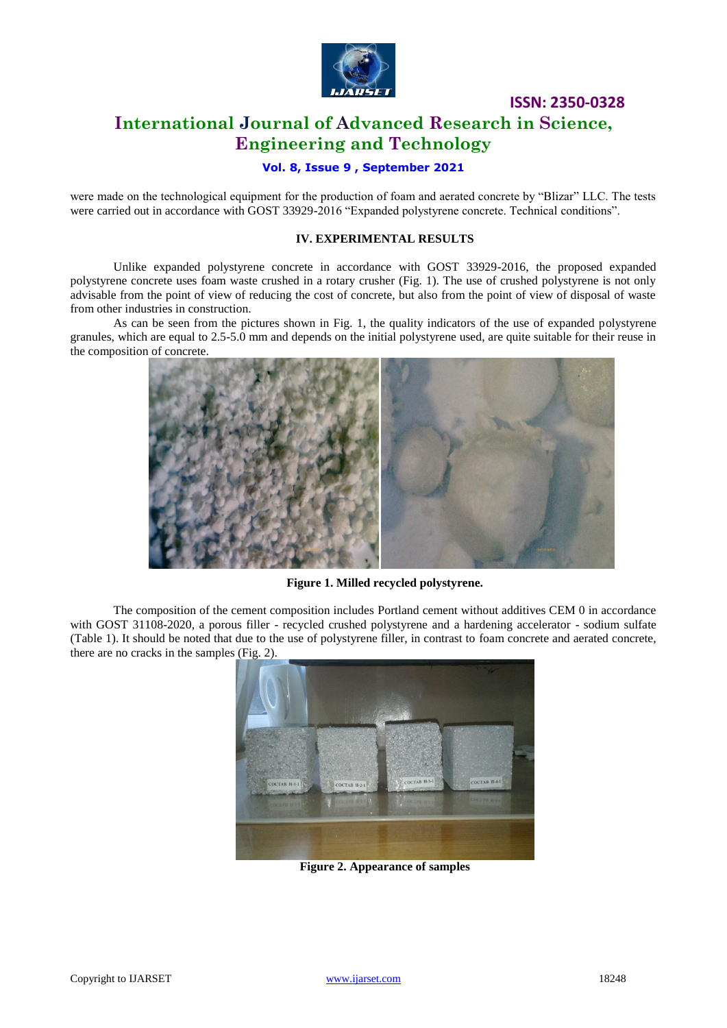were made on the technological equipment for the production of foam and aerated concrete by "Blizar" LLC. The tests were carried out in accordance with GOST 33929-2016 "Expanded polystyrene concrete. Technical conditions".

## IV. EXPERIMENTAL RESULTS

Unlike expanded polystyrene concrete in accordance with GOST 33929-2016, the proposed expanded polystyrene concrete uses foam waste crushed in a rotary crusher (Fig. 1). The use of crushed polystyrene is not only advisable from the point of view of reducing the cost of concrete, but also from the point of view of disposal of waste from other industries in construction.

As can be seen from the pictures shown in Fig. 1, the quality indicators of the use of expanded polystyrene granules, which are equal to 2.5-5.0 mm and depends on the initial polystyrene used, are quite suitable for their reuse in the composition of concrete.

**Figure 1. Milled recycled polystyrene.**

The composition of the cement composition includes Portland cement without additives CEM 0 in accordance with GOST 31108-2020, a porous filler - recycled crushed polystyrene and a hardening accelerator - sodium sulfate (Table 1). It should be noted that due to the use of polystyrene filler, in contrast to foam concrete and aerated concrete, there are no cracks in the samples (Fig. 2).

**Figure 2. Appearance of samples**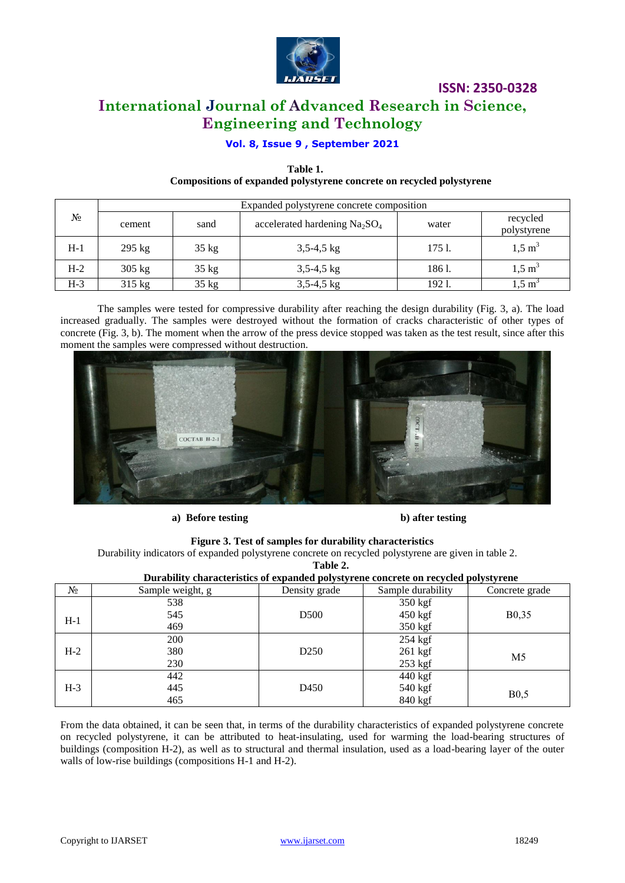**Table 1.**
**Compositions of expanded polystyrene concrete on recycled polystyrene**

| № | Expanded polystyrene concrete composition | | | | |
|---|---|---|---|---|---|
| | cement | sand | accelerated hardening $Na_2SO_4$ | water | recycled polystyrene |
| H-1 | 295 kg | 35 kg | 3,5-4,5 kg | 175 l. | 1,5 $m^3$ |
| H-2 | 305 kg | 35 kg | 3,5-4,5 kg | 186 l. | 1,5 $m^3$ |
| H-3 | 315 kg | 35 kg | 3,5-4,5 kg | 192 l. | 1,5 $m^3$ |

The samples were tested for compressive durability after reaching the design durability (Fig. 3, a). The load increased gradually. The samples were destroyed without the formation of cracks characteristic of other types of concrete (Fig. 3, b). The moment when the arrow of the press device stopped was taken as the test result, since after this moment the samples were compressed without destruction.

a) **Before testing** b) **after testing**

**Figure 3. Test of samples for durability characteristics**

Durability indicators of expanded polystyrene concrete on recycled polystyrene are given in table 2.

**Table 2.**
**Durability characteristics of expanded polystyrene concrete on recycled polystyrene**

| № | Sample weight, g | Density grade | Sample durability | Concrete grade |
|---|---|---|---|---|
| H-1 | 538<br>545<br>469 | D500 | 350 kgf<br>450 kgf<br>350 kgf | B0,35 |
| H-2 | 200<br>380<br>230 | D250 | 254 kgf<br>261 kgf<br>253 kgf | M5 |
| H-3 | 442<br>445<br>465 | D450 | 440 kgf<br>540 kgf<br>840 kgf | B0,5 |

From the data obtained, it can be seen that, in terms of the durability characteristics of expanded polystyrene concrete on recycled polystyrene, it can be attributed to heat-insulating, used for warming the load-bearing structures of buildings (composition H-2), as well as to structural and thermal insulation, used as a load-bearing layer of the outer walls of low-rise buildings (compositions H-1 and H-2).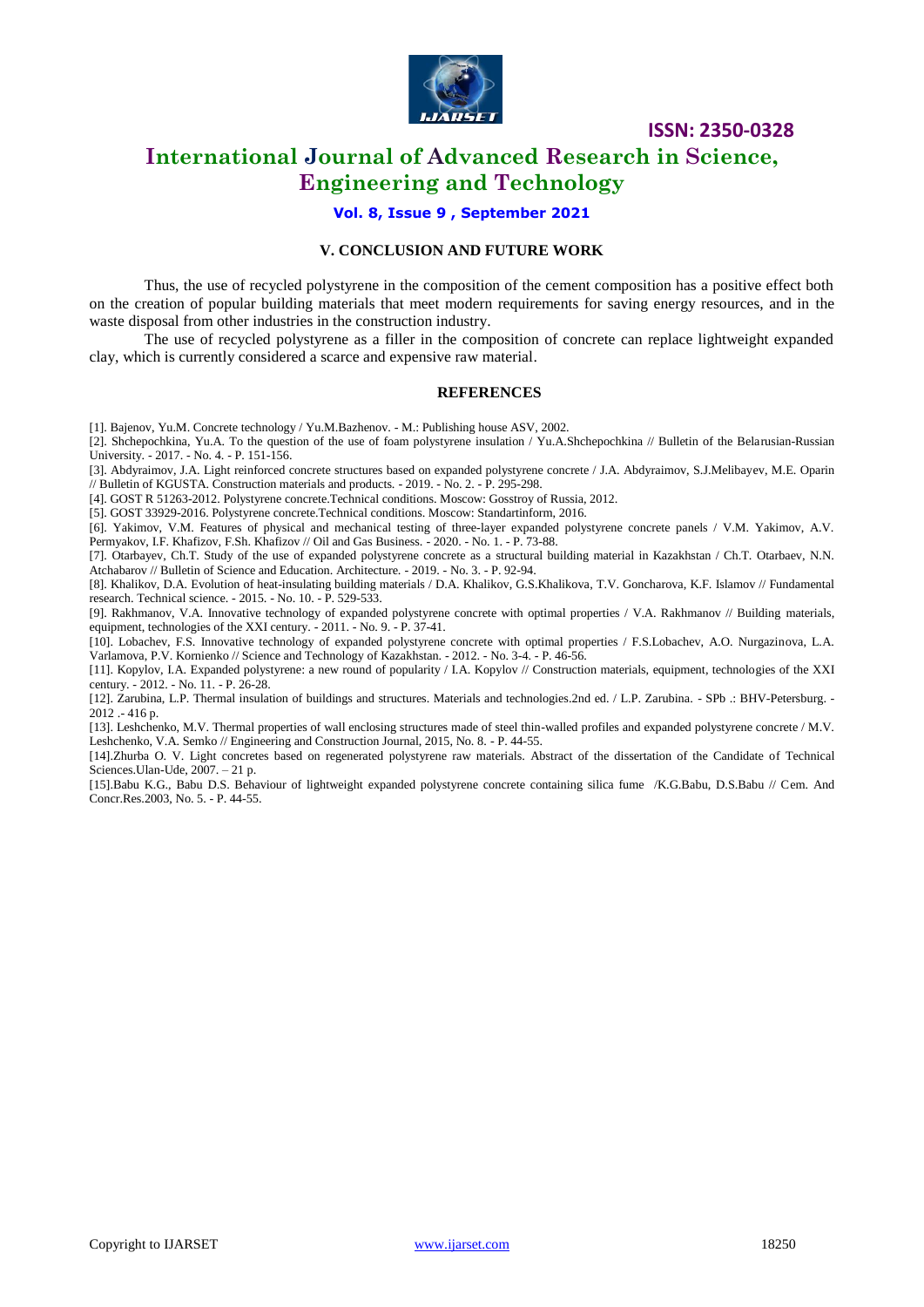## V. CONCLUSION AND FUTURE WORK

Thus, the use of recycled polystyrene in the composition of the cement composition has a positive effect both on the creation of popular building materials that meet modern requirements for saving energy resources, and in the waste disposal from other industries in the construction industry.

The use of recycled polystyrene as a filler in the composition of concrete can replace lightweight expanded clay, which is currently considered a scarce and expensive raw material.

## REFERENCES

[1]. Bajenov, Yu.M. Concrete technology / Yu.M.Bazhenov. - M.: Publishing house ASV, 2002.

[2]. Shchepochkina, Yu.A. To the question of the use of foam polystyrene insulation / Yu.A.Shchepochkina // Bulletin of the Belarusian-Russian University. - 2017. - No. 4. - P. 151-156.

[3]. Abdyraimov, J.A. Light reinforced concrete structures based on expanded polystyrene concrete / J.A. Abdyraimov, S.J.Melibayev, M.E. Oparin // Bulletin of KGUSTA. Construction materials and products. - 2019. - No. 2. - P. 295-298.

[4]. GOST R 51263-2012. Polystyrene concrete.Technical conditions. Moscow: Gosstroy of Russia, 2012.

[5]. GOST 33929-2016. Polystyrene concrete.Technical conditions. Moscow: Standartinform, 2016.

[6]. Yakimov, V.M. Features of physical and mechanical testing of three-layer expanded polystyrene concrete panels / V.M. Yakimov, A.V. Permyakov, I.F. Khafizov, F.Sh. Khafizov // Oil and Gas Business. - 2020. - No. 1. - P. 73-88.

[7]. Otarbayev, Ch.T. Study of the use of expanded polystyrene concrete as a structural building material in Kazakhstan / Ch.T. Otarbaev, N.N. Atchabarov // Bulletin of Science and Education. Architecture. - 2019. - No. 3. - P. 92-94.

[8]. Khalikov, D.A. Evolution of heat-insulating building materials / D.A. Khalikov, G.S.Khalikova, T.V. Goncharova, K.F. Islamov // Fundamental research. Technical science. - 2015. - No. 10. - P. 529-533.

[9]. Rakhmanov, V.A. Innovative technology of expanded polystyrene concrete with optimal properties / V.A. Rakhmanov // Building materials, equipment, technologies of the XXI century. - 2011. - No. 9. - P. 37-41.

[10]. Lobachev, F.S. Innovative technology of expanded polystyrene concrete with optimal properties / F.S.Lobachev, A.O. Nurgazinova, L.A. Varlamova, P.V. Kornienko // Science and Technology of Kazakhstan. - 2012. - No. 3-4. - P. 46-56.

[11]. Kopylov, I.A. Expanded polystyrene: a new round of popularity / I.A. Kopylov // Construction materials, equipment, technologies of the XXI century. - 2012. - No. 11. - P. 26-28.

[12]. Zarubina, L.P. Thermal insulation of buildings and structures. Materials and technologies.2nd ed. / L.P. Zarubina. - SPb .: BHV-Petersburg. - 2012 .- 416 p.

[13]. Leshchenko, M.V. Thermal properties of wall enclosing structures made of steel thin-walled profiles and expanded polystyrene concrete / M.V. Leshchenko, V.A. Semko // Engineering and Construction Journal, 2015, No. 8. - P. 44-55.

[14].Zhurba O. V. Light concretes based on regenerated polystyrene raw materials. Abstract of the dissertation of the Candidate of Technical Sciences.Ulan-Ude, 2007. – 21 p.

[15].Babu K.G., Babu D.S. Behaviour of lightweight expanded polystyrene concrete containing silica fume /K.G.Babu, D.S.Babu // Cem. And Concr.Res.2003, No. 5. - P. 44-55.